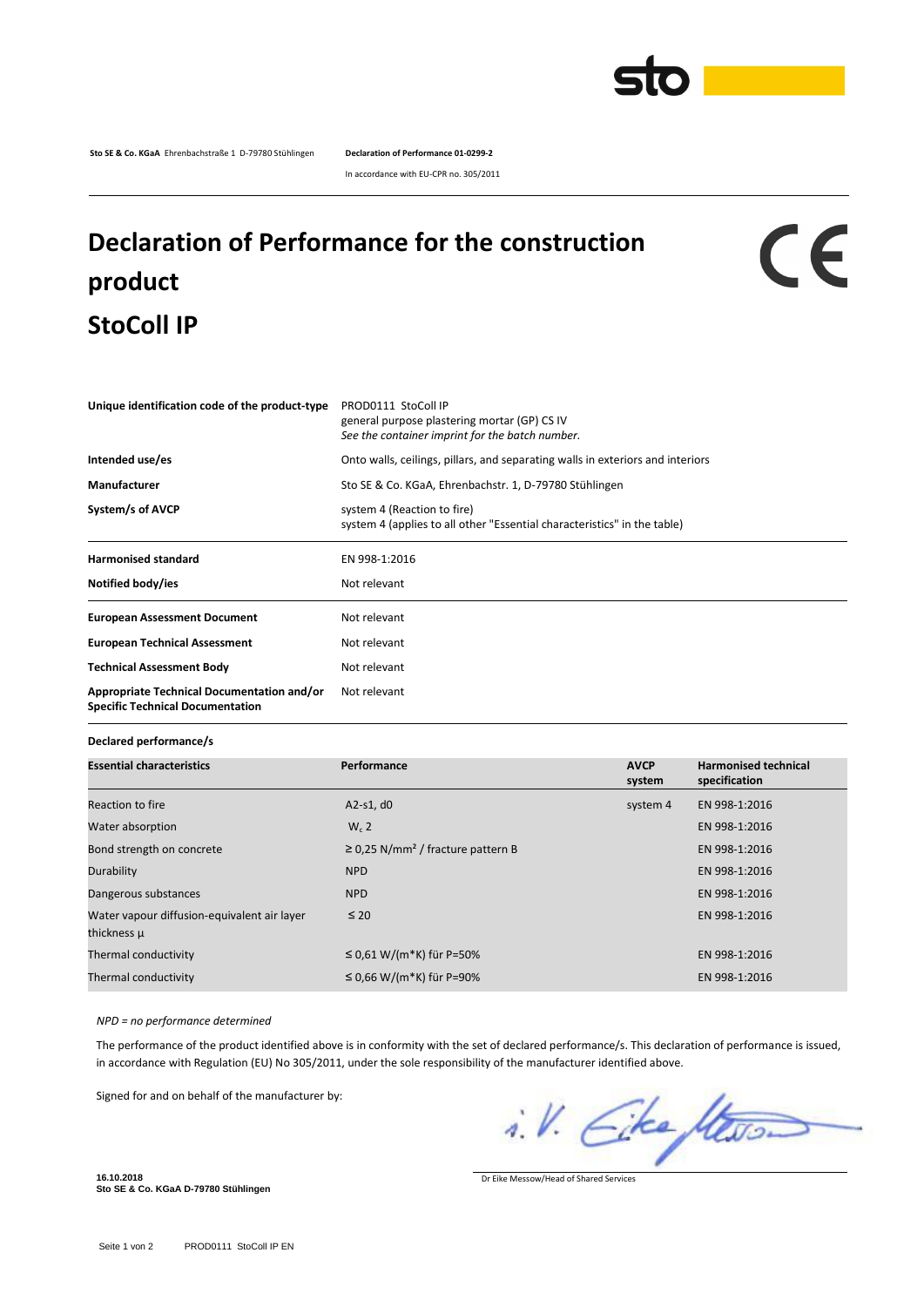**Sto SE & Co. KGaA** Ehrenbachstraße 1 D-79780 Stühlingen

**Declaration of Performance 01-0299-2**

In accordance with EU-CPR no. 305/2011

# Declaration of Performance for the construction product StoColl IP

CE

| | |
|---|---|
| **Unique identification code of the product-type** | PROD0111 StoColl IP<br>general purpose plastering mortar (GP) CS IV<br>*See the container imprint for the batch number.* |
| **Intended use/es** | Onto walls, ceilings, pillars, and separating walls in exteriors and interiors |
| **Manufacturer** | Sto SE & Co. KGaA, Ehrenbachstr. 1, D-79780 Stühlingen |
| **System/s of AVCP** | system 4 (Reaction to fire)<br>system 4 (applies to all other "Essential characteristics" in the table) |
| **Harmonised standard** | EN 998-1:2016 |
| **Notified body/ies** | Not relevant |
| **European Assessment Document** | Not relevant |
| **European Technical Assessment** | Not relevant |
| **Technical Assessment Body** | Not relevant |
| **Appropriate Technical Documentation and/or Specific Technical Documentation** | Not relevant |

**Declared performance/s**

| **Essential characteristics** | **Performance** | **AVCP system** | **Harmonised technical specification** |
|---|---|---|---|
| Reaction to fire | A2-s1, d0 | system 4 | EN 998-1:2016 |
| Water absorption | $W_c$ 2 | | EN 998-1:2016 |
| Bond strength on concrete | ≥ 0,25 N/mm² / fracture pattern B | | EN 998-1:2016 |
| Durability | NPD | | EN 998-1:2016 |
| Dangerous substances | NPD | | EN 998-1:2016 |
| Water vapour diffusion-equivalent air layer thickness µ | ≤ 20 | | EN 998-1:2016 |
| Thermal conductivity | ≤ 0,61 W/(m*K) für P=50% | | EN 998-1:2016 |
| Thermal conductivity | ≤ 0,66 W/(m*K) für P=90% | | EN 998-1:2016 |

*NPD = no performance determined*

The performance of the product identified above is in conformity with the set of declared performance/s. This declaration of performance is issued, in accordance with Regulation (EU) No 305/2011, under the sole responsibility of the manufacturer identified above.

Signed for and on behalf of the manufacturer by:

i. V. Eike Messow

Dr Eike Messow/Head of Shared Services

**16.10.2018**
**Sto SE & Co. KGaA D-79780 Stühlingen**

PROD0111 StoColl IP EN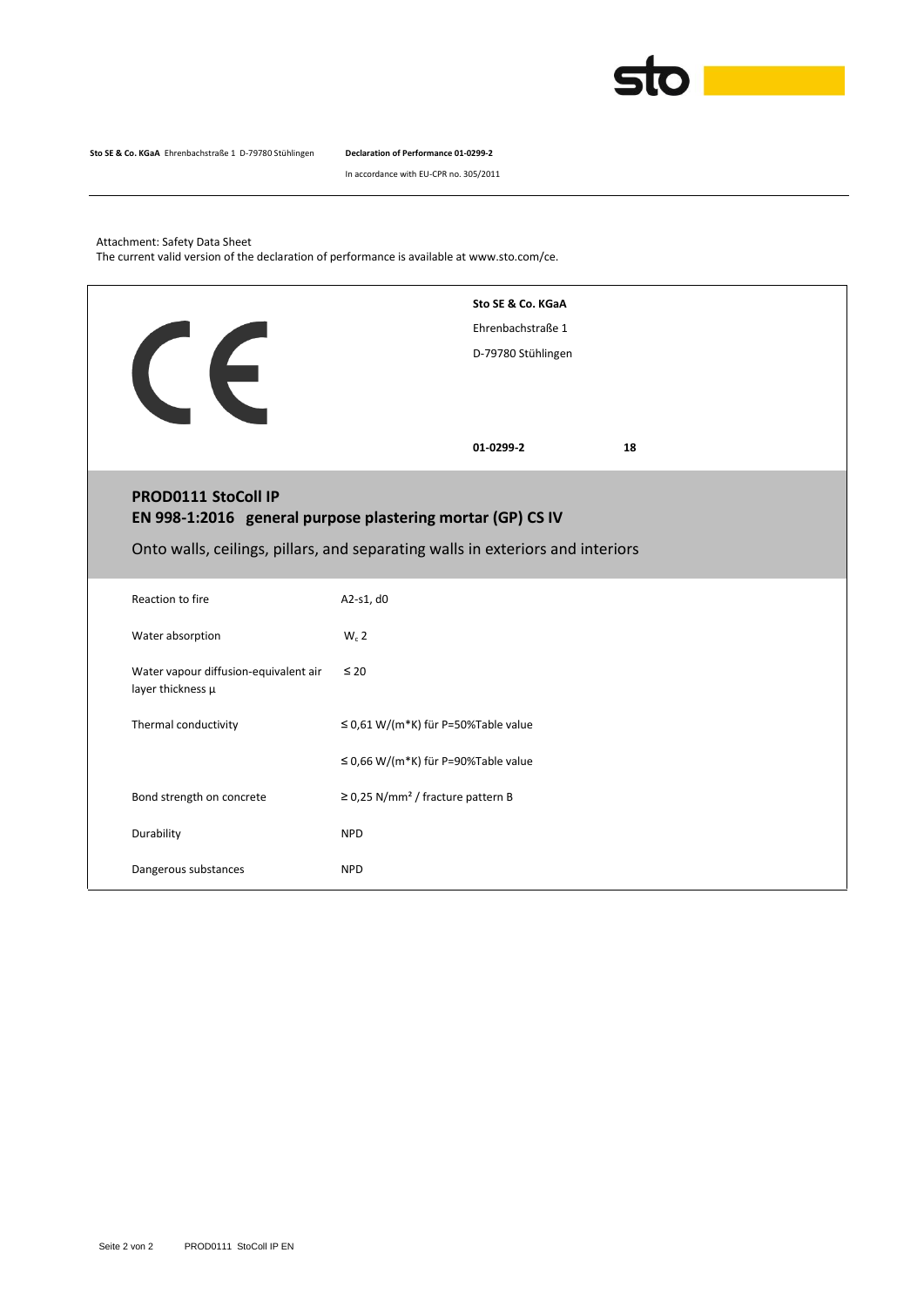**Sto SE & Co. KGaA** Ehrenbachstraße 1 D-79780 Stühlingen **Declaration of Performance 01-0299-2**

In accordance with EU-CPR no. 305/2011

---

Attachment: Safety Data Sheet
The current valid version of the declaration of performance is available at www.sto.com/ce.

CE

**Sto SE & Co. KGaA**
Ehrenbachstraße 1
D-79780 Stühlingen

**01-0299-2** **18**

## PROD0111 StoColl IP
## EN 998-1:2016 general purpose plastering mortar (GP) CS IV

Onto walls, ceilings, pillars, and separating walls in exteriors and interiors

| | |
|---|---|
| Reaction to fire | A2-s1, d0 |
| Water absorption | $W_c$ 2 |
| Water vapour diffusion-equivalent air layer thickness µ | ≤ 20 |
| Thermal conductivity | ≤ 0,61 W/(m*K) für P=50%Table value |
| | ≤ 0,66 W/(m*K) für P=90%Table value |
| Bond strength on concrete | ≥ 0,25 N/mm² / fracture pattern B |
| Durability | NPD |
| Dangerous substances | NPD |

PROD0111 StoColl IP EN